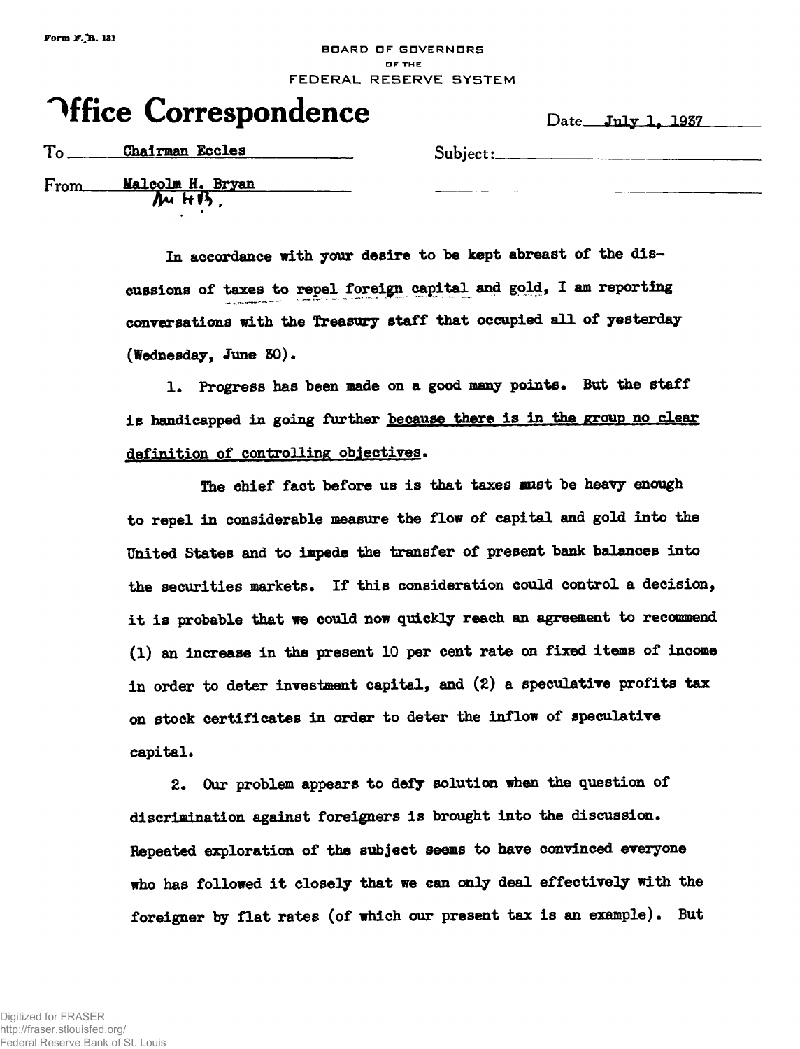Form F.R. 131

BOARD OF GOVERNORS
OF THE
FEDERAL RESERVE SYSTEM

# Office Correspondence

Date July 1, 1937

To Chairman Eccles

Subject:

From Malcolm H. Bryan
MHB.

In accordance with your desire to be kept abreast of the discussions of taxes to repel foreign capital and gold, I am reporting conversations with the Treasury staff that occupied all of yesterday (Wednesday, June 30).

1. Progress has been made on a good many points. But the staff is handicapped in going further because there is in the group no clear definition of controlling objectives.

The chief fact before us is that taxes must be heavy enough to repel in considerable measure the flow of capital and gold into the United States and to impede the transfer of present bank balances into the securities markets. If this consideration could control a decision, it is probable that we could now quickly reach an agreement to recommend (1) an increase in the present 10 per cent rate on fixed items of income in order to deter investment capital, and (2) a speculative profits tax on stock certificates in order to deter the inflow of speculative capital.

2. Our problem appears to defy solution when the question of discrimination against foreigners is brought into the discussion. Repeated exploration of the subject seems to have convinced everyone who has followed it closely that we can only deal effectively with the foreigner by flat rates (of which our present tax is an example). But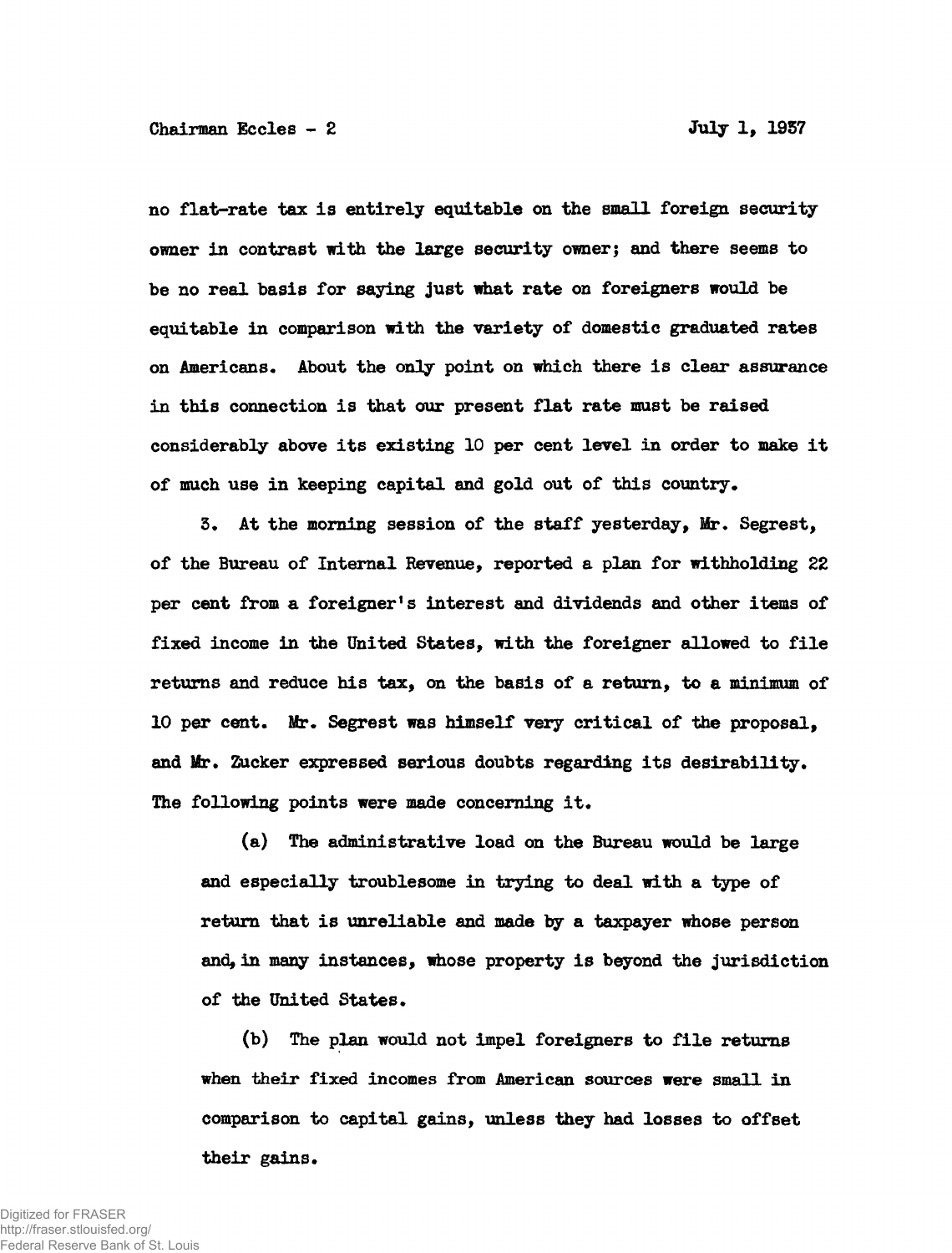no flat-rate tax is entirely equitable on the small foreign security owner in contrast with the large security owner; and there seems to be no real basis for saying just what rate on foreigners would be equitable in comparison with the variety of domestic graduated rates on Americans. About the only point on which there is clear assurance in this connection is that our present flat rate must be raised considerably above its existing 10 per cent level in order to make it of much use in keeping capital and gold out of this country.

3. At the morning session of the staff yesterday, Mr. Segrest, of the Bureau of Internal Revenue, reported a plan for withholding 22 per cent from a foreigner's interest and dividends and other items of fixed income in the United States, with the foreigner allowed to file returns and reduce his tax, on the basis of a return, to a minimum of 10 per cent. Mr. Segrest was himself very critical of the proposal, and Mr. Zucker expressed serious doubts regarding its desirability. The following points were made concerning it.

(a) The administrative load on the Bureau would be large and especially troublesome in trying to deal with a type of return that is unreliable and made by a taxpayer whose person and, in many instances, whose property is beyond the jurisdiction of the United States.

(b) The plan would not impel foreigners to file returns when their fixed incomes from American sources were small in comparison to capital gains, unless they had losses to offset their gains.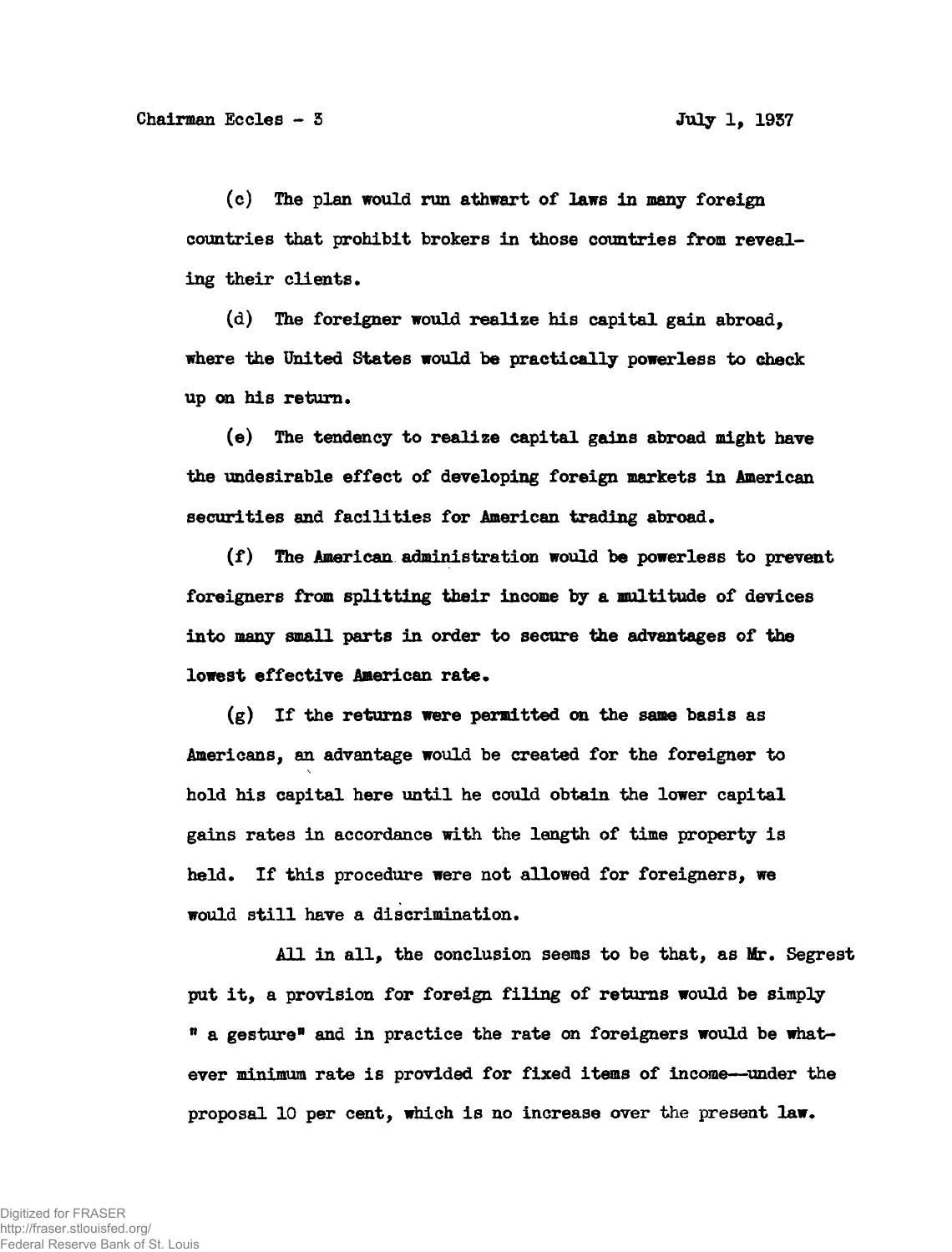(c) The plan would run athwart of laws in many foreign countries that prohibit brokers in those countries from revealing their clients.

(d) The foreigner would realize his capital gain abroad, where the United States would be practically powerless to check up on his return.

(e) The tendency to realize capital gains abroad might have the undesirable effect of developing foreign markets in American securities and facilities for American trading abroad.

(f) The American administration would be powerless to prevent foreigners from splitting their income by a multitude of devices into many small parts in order to secure the advantages of the lowest effective American rate.

(g) If the returns were permitted on the same basis as Americans, an advantage would be created for the foreigner to hold his capital here until he could obtain the lower capital gains rates in accordance with the length of time property is held. If this procedure were not allowed for foreigners, we would still have a discrimination.

All in all, the conclusion seems to be that, as Mr. Segrest put it, a provision for foreign filing of returns would be simply " a gesture" and in practice the rate on foreigners would be whatever minimum rate is provided for fixed items of income--under the proposal 10 per cent, which is no increase over the present law.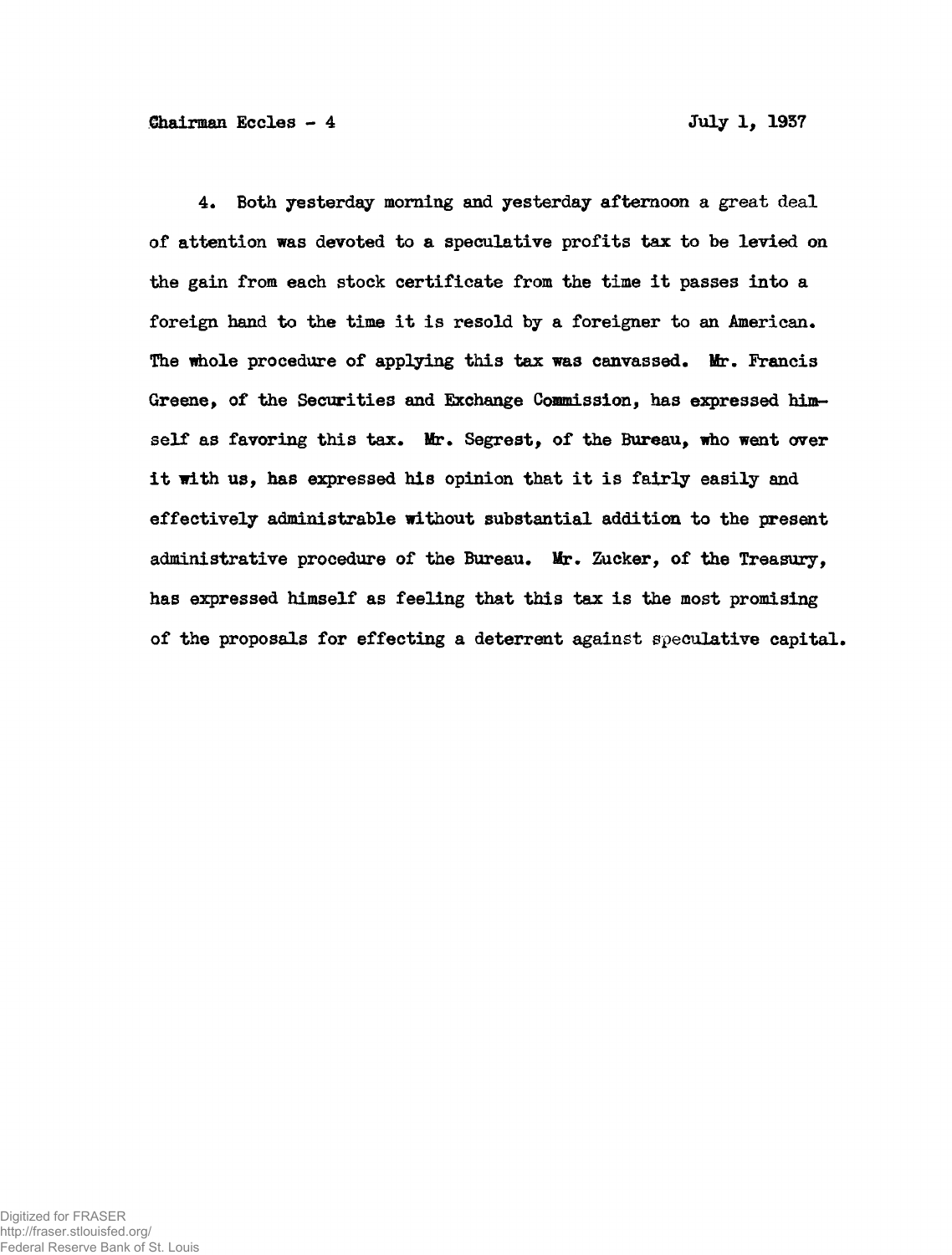4. Both yesterday morning and yesterday afternoon a great deal of attention was devoted to a speculative profits tax to be levied on the gain from each stock certificate from the time it passes into a foreign hand to the time it is resold by a foreigner to an American. The whole procedure of applying this tax was canvassed. Mr. Francis Greene, of the Securities and Exchange Commission, has expressed himself as favoring this tax. Mr. Segrest, of the Bureau, who went over it with us, has expressed his opinion that it is fairly easily and effectively administrable without substantial addition to the present administrative procedure of the Bureau. Mr. Zucker, of the Treasury, has expressed himself as feeling that this tax is the most promising of the proposals for effecting a deterrent against speculative capital.